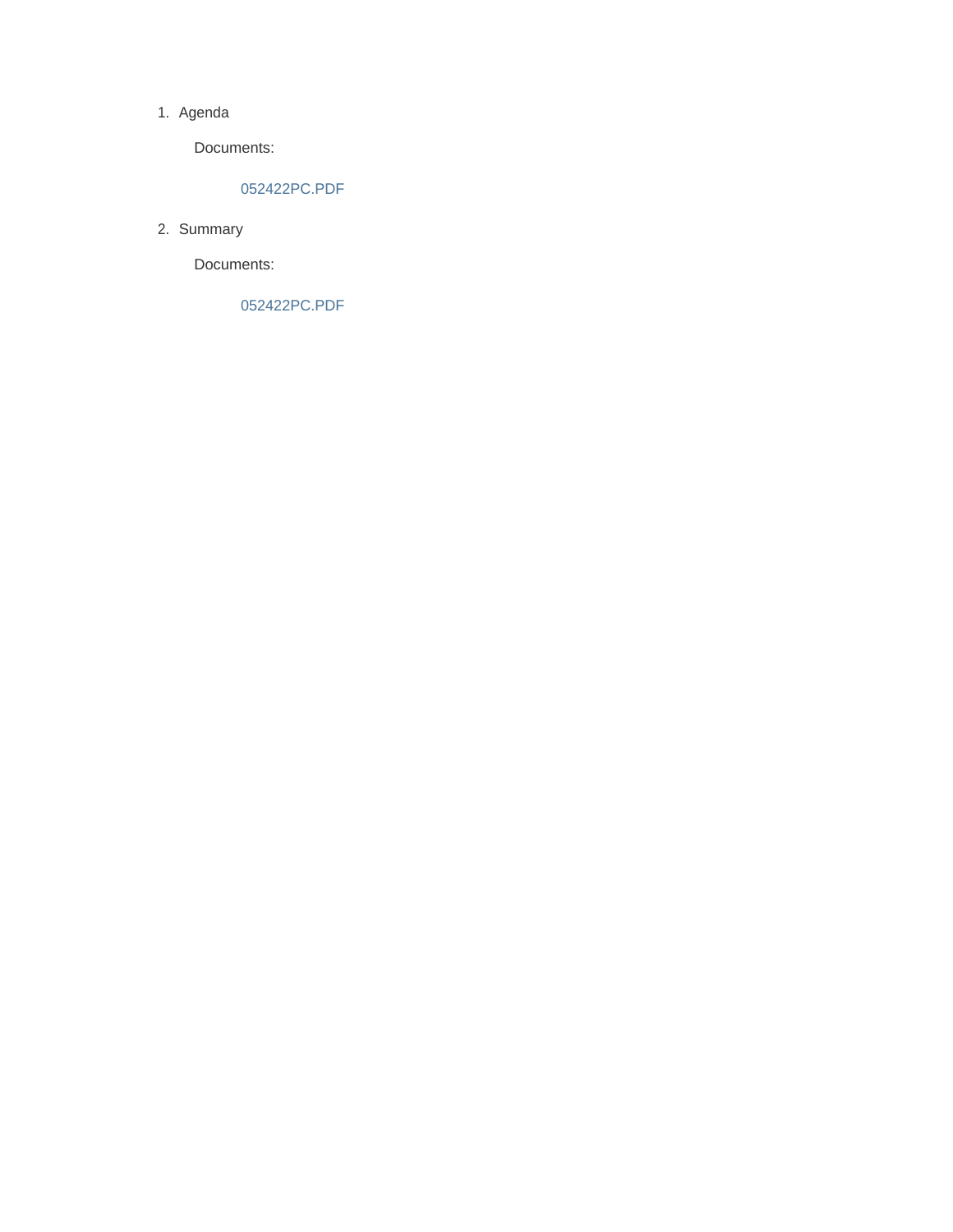1. Agenda

   Documents:

   052422PC.PDF

2. Summary

   Documents:

   052422PC.PDF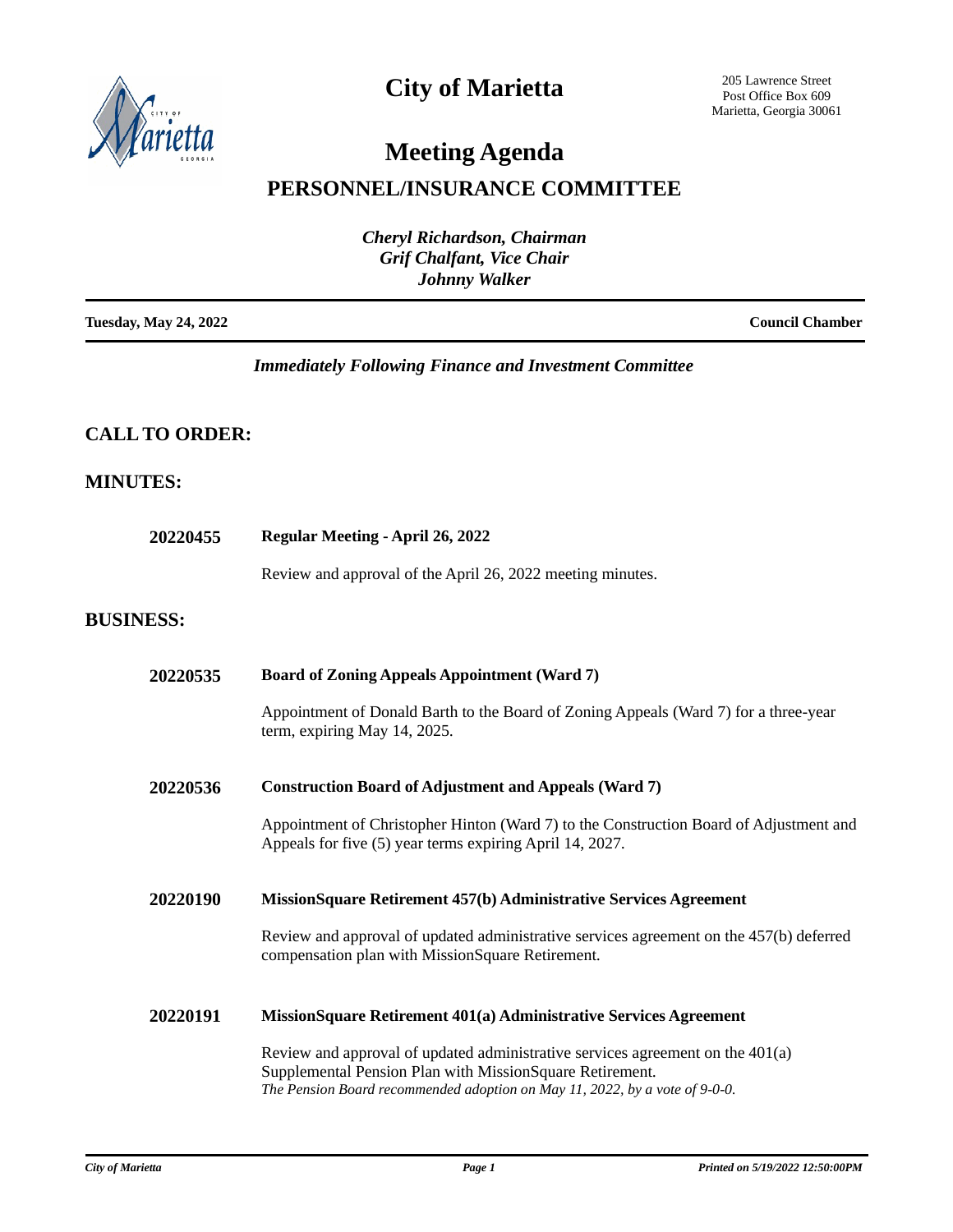# City of Marietta

205 Lawrence Street
Post Office Box 609
Marietta, Georgia 30061

## Meeting Agenda

## PERSONNEL/INSURANCE COMMITTEE

*Cheryl Richardson, Chairman*
*Grif Chalfant, Vice Chair*
*Johnny Walker*

**Tuesday, May 24, 2022** **Council Chamber**

*Immediately Following Finance and Investment Committee*

### CALL TO ORDER:

### MINUTES:

**20220455** **Regular Meeting - April 26, 2022**

Review and approval of the April 26, 2022 meeting minutes.

### BUSINESS:

**20220535** **Board of Zoning Appeals Appointment (Ward 7)**

Appointment of Donald Barth to the Board of Zoning Appeals (Ward 7) for a three-year term, expiring May 14, 2025.

**20220536** **Construction Board of Adjustment and Appeals (Ward 7)**

Appointment of Christopher Hinton (Ward 7) to the Construction Board of Adjustment and Appeals for five (5) year terms expiring April 14, 2027.

**20220190** **MissionSquare Retirement 457(b) Administrative Services Agreement**

Review and approval of updated administrative services agreement on the 457(b) deferred compensation plan with MissionSquare Retirement.

**20220191** **MissionSquare Retirement 401(a) Administrative Services Agreement**

Review and approval of updated administrative services agreement on the 401(a) Supplemental Pension Plan with MissionSquare Retirement.
*The Pension Board recommended adoption on May 11, 2022, by a vote of 9-0-0.*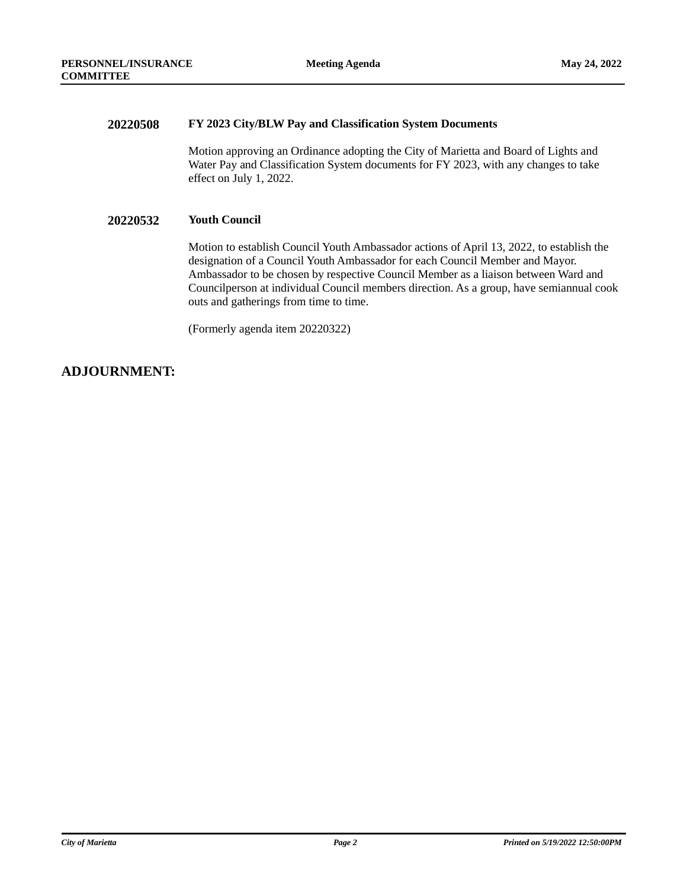**20220508 FY 2023 City/BLW Pay and Classification System Documents**

Motion approving an Ordinance adopting the City of Marietta and Board of Lights and Water Pay and Classification System documents for FY 2023, with any changes to take effect on July 1, 2022.

**20220532 Youth Council**

Motion to establish Council Youth Ambassador actions of April 13, 2022, to establish the designation of a Council Youth Ambassador for each Council Member and Mayor. Ambassador to be chosen by respective Council Member as a liaison between Ward and Councilperson at individual Council members direction. As a group, have semiannual cook outs and gatherings from time to time.

(Formerly agenda item 20220322)

## ADJOURNMENT: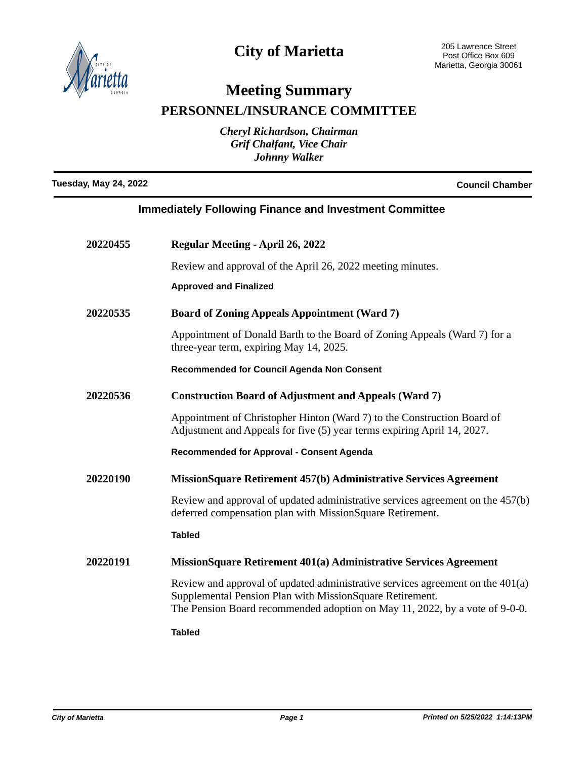# City of Marietta

205 Lawrence Street
Post Office Box 609
Marietta, Georgia 30061

## Meeting Summary

## PERSONNEL/INSURANCE COMMITTEE

*Cheryl Richardson, Chairman*
*Grif Chalfant, Vice Chair*
*Johnny Walker*

**Tuesday, May 24, 2022** — **Council Chamber**

### Immediately Following Finance and Investment Committee

**20220455** — **Regular Meeting - April 26, 2022**

Review and approval of the April 26, 2022 meeting minutes.

**Approved and Finalized**

**20220535** — **Board of Zoning Appeals Appointment (Ward 7)**

Appointment of Donald Barth to the Board of Zoning Appeals (Ward 7) for a three-year term, expiring May 14, 2025.

**Recommended for Council Agenda Non Consent**

**20220536** — **Construction Board of Adjustment and Appeals (Ward 7)**

Appointment of Christopher Hinton (Ward 7) to the Construction Board of Adjustment and Appeals for five (5) year terms expiring April 14, 2027.

**Recommended for Approval - Consent Agenda**

**20220190** — **MissionSquare Retirement 457(b) Administrative Services Agreement**

Review and approval of updated administrative services agreement on the 457(b) deferred compensation plan with MissionSquare Retirement.

**Tabled**

**20220191** — **MissionSquare Retirement 401(a) Administrative Services Agreement**

Review and approval of updated administrative services agreement on the 401(a) Supplemental Pension Plan with MissionSquare Retirement.
The Pension Board recommended adoption on May 11, 2022, by a vote of 9-0-0.

**Tabled**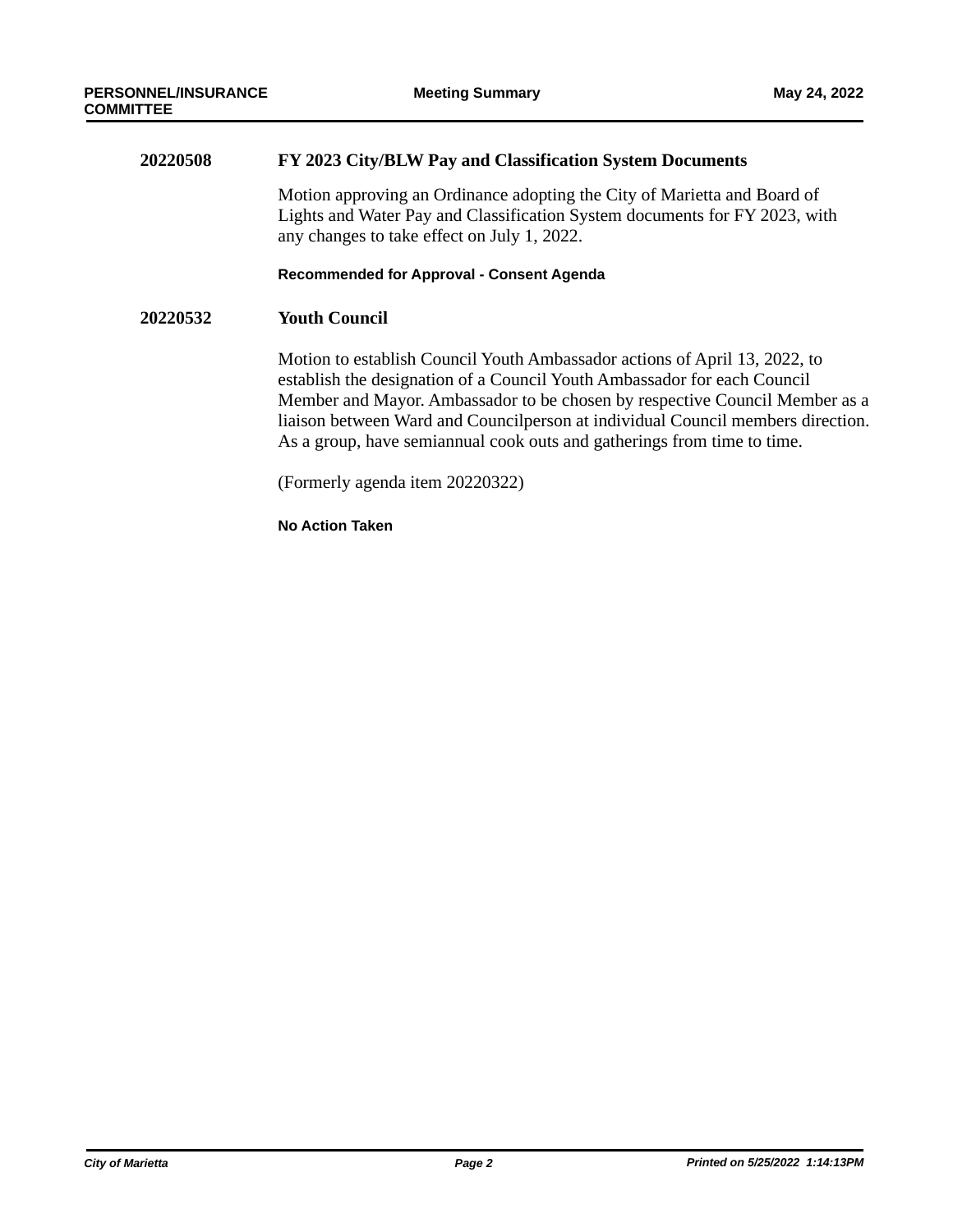**20220508** **FY 2023 City/BLW Pay and Classification System Documents**

Motion approving an Ordinance adopting the City of Marietta and Board of Lights and Water Pay and Classification System documents for FY 2023, with any changes to take effect on July 1, 2022.

**Recommended for Approval - Consent Agenda**

**20220532** **Youth Council**

Motion to establish Council Youth Ambassador actions of April 13, 2022, to establish the designation of a Council Youth Ambassador for each Council Member and Mayor. Ambassador to be chosen by respective Council Member as a liaison between Ward and Councilperson at individual Council members direction. As a group, have semiannual cook outs and gatherings from time to time.

(Formerly agenda item 20220322)

**No Action Taken**